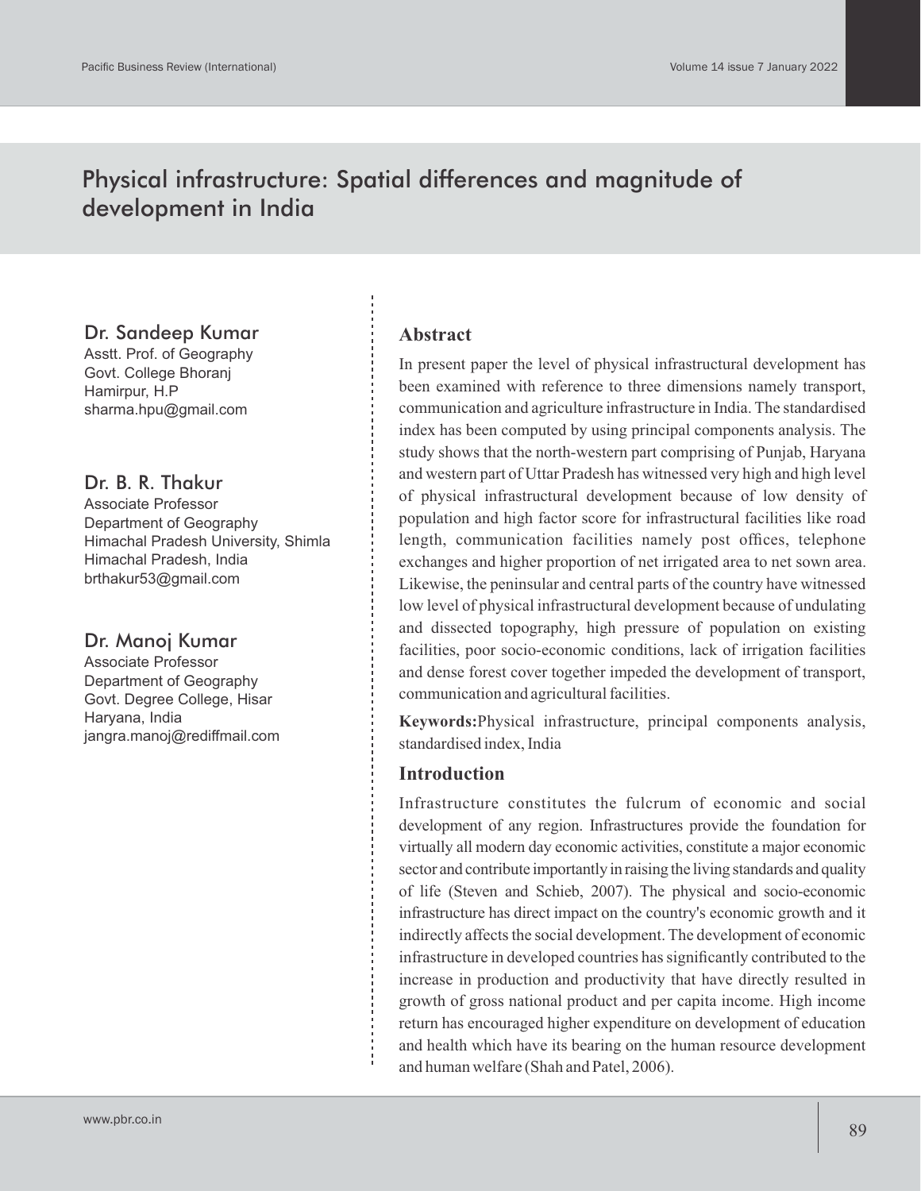# Physical infrastructure: Spatial differences and magnitude of development in India

**Dr. Sandeep Kumar**
Asstt. Prof. of Geography
Govt. College Bhoranj
Hamirpur, H.P
sharma.hpu@gmail.com

**Dr. B. R. Thakur**
Associate Professor
Department of Geography
Himachal Pradesh University, Shimla
Himachal Pradesh, India
brthakur53@gmail.com

**Dr. Manoj Kumar**
Associate Professor
Department of Geography
Govt. Degree College, Hisar
Haryana, India
jangra.manoj@rediffmail.com

## Abstract

In present paper the level of physical infrastructural development has been examined with reference to three dimensions namely transport, communication and agriculture infrastructure in India. The standardised index has been computed by using principal components analysis. The study shows that the north-western part comprising of Punjab, Haryana and western part of Uttar Pradesh has witnessed very high and high level of physical infrastructural development because of low density of population and high factor score for infrastructural facilities like road length, communication facilities namely post offices, telephone exchanges and higher proportion of net irrigated area to net sown area. Likewise, the peninsular and central parts of the country have witnessed low level of physical infrastructural development because of undulating and dissected topography, high pressure of population on existing facilities, poor socio-economic conditions, lack of irrigation facilities and dense forest cover together impeded the development of transport, communication and agricultural facilities.

**Keywords:** Physical infrastructure, principal components analysis, standardised index, India

## Introduction

Infrastructure constitutes the fulcrum of economic and social development of any region. Infrastructures provide the foundation for virtually all modern day economic activities, constitute a major economic sector and contribute importantly in raising the living standards and quality of life (Steven and Schieb, 2007). The physical and socio-economic infrastructure has direct impact on the country's economic growth and it indirectly affects the social development. The development of economic infrastructure in developed countries has significantly contributed to the increase in production and productivity that have directly resulted in growth of gross national product and per capita income. High income return has encouraged higher expenditure on development of education and health which have its bearing on the human resource development and human welfare (Shah and Patel, 2006).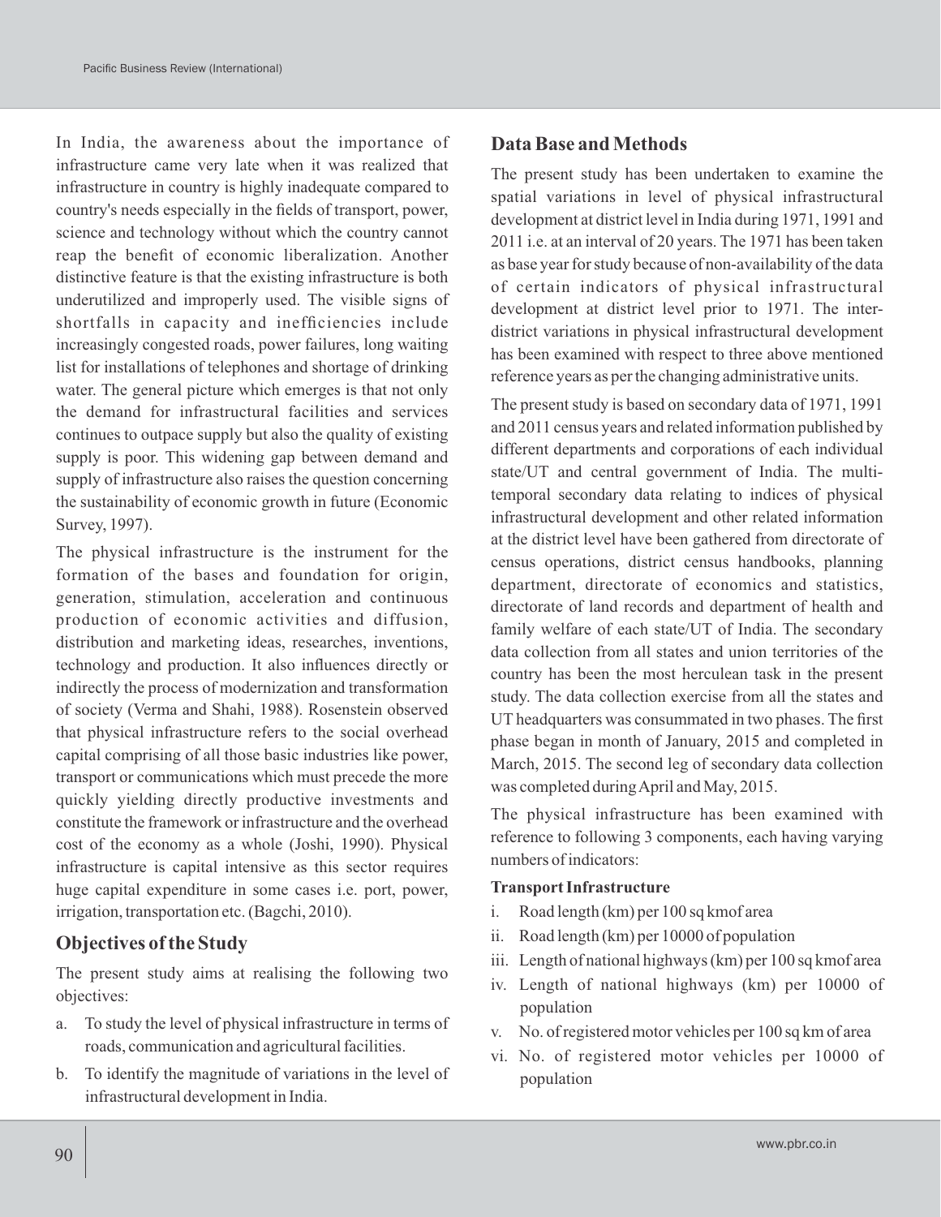In India, the awareness about the importance of infrastructure came very late when it was realized that infrastructure in country is highly inadequate compared to country's needs especially in the fields of transport, power, science and technology without which the country cannot reap the benefit of economic liberalization. Another distinctive feature is that the existing infrastructure is both underutilized and improperly used. The visible signs of shortfalls in capacity and inefficiencies include increasingly congested roads, power failures, long waiting list for installations of telephones and shortage of drinking water. The general picture which emerges is that not only the demand for infrastructural facilities and services continues to outpace supply but also the quality of existing supply is poor. This widening gap between demand and supply of infrastructure also raises the question concerning the sustainability of economic growth in future (Economic Survey, 1997).

The physical infrastructure is the instrument for the formation of the bases and foundation for origin, generation, stimulation, acceleration and continuous production of economic activities and diffusion, distribution and marketing ideas, researches, inventions, technology and production. It also influences directly or indirectly the process of modernization and transformation of society (Verma and Shahi, 1988). Rosenstein observed that physical infrastructure refers to the social overhead capital comprising of all those basic industries like power, transport or communications which must precede the more quickly yielding directly productive investments and constitute the framework or infrastructure and the overhead cost of the economy as a whole (Joshi, 1990). Physical infrastructure is capital intensive as this sector requires huge capital expenditure in some cases i.e. port, power, irrigation, transportation etc. (Bagchi, 2010).

## Objectives of the Study

The present study aims at realising the following two objectives:

a. To study the level of physical infrastructure in terms of roads, communication and agricultural facilities.

b. To identify the magnitude of variations in the level of infrastructural development in India.

## Data Base and Methods

The present study has been undertaken to examine the spatial variations in level of physical infrastructural development at district level in India during 1971, 1991 and 2011 i.e. at an interval of 20 years. The 1971 has been taken as base year for study because of non-availability of the data of certain indicators of physical infrastructural development at district level prior to 1971. The inter-district variations in physical infrastructural development has been examined with respect to three above mentioned reference years as per the changing administrative units.

The present study is based on secondary data of 1971, 1991 and 2011 census years and related information published by different departments and corporations of each individual state/UT and central government of India. The multi-temporal secondary data relating to indices of physical infrastructural development and other related information at the district level have been gathered from directorate of census operations, district census handbooks, planning department, directorate of economics and statistics, directorate of land records and department of health and family welfare of each state/UT of India. The secondary data collection from all states and union territories of the country has been the most herculean task in the present study. The data collection exercise from all the states and UT headquarters was consummated in two phases. The first phase began in month of January, 2015 and completed in March, 2015. The second leg of secondary data collection was completed during April and May, 2015.

The physical infrastructure has been examined with reference to following 3 components, each having varying numbers of indicators:

**Transport Infrastructure**

i. Road length (km) per 100 sq kmof area

ii. Road length (km) per 10000 of population

iii. Length of national highways (km) per 100 sq kmof area

iv. Length of national highways (km) per 10000 of population

v. No. of registered motor vehicles per 100 sq km of area

vi. No. of registered motor vehicles per 10000 of population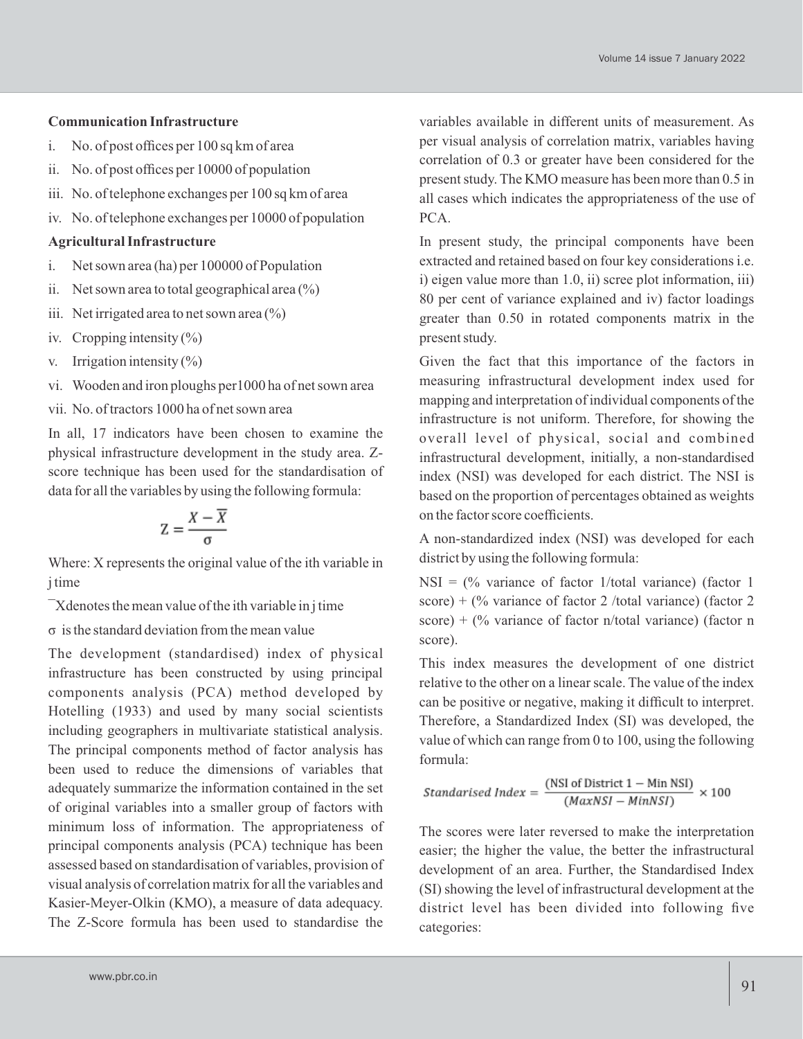**Communication Infrastructure**

- i. No. of post offices per 100 sq km of area
- ii. No. of post offices per 10000 of population
- iii. No. of telephone exchanges per 100 sq km of area
- iv. No. of telephone exchanges per 10000 of population

**Agricultural Infrastructure**

- i. Net sown area (ha) per 100000 of Population
- ii. Net sown area to total geographical area (%)
- iii. Net irrigated area to net sown area (%)
- iv. Cropping intensity (%)
- v. Irrigation intensity (%)
- vi. Wooden and iron ploughs per1000 ha of net sown area
- vii. No. of tractors 1000 ha of net sown area

In all, 17 indicators have been chosen to examine the physical infrastructure development in the study area. Z-score technique has been used for the standardisation of data for all the variables by using the following formula:

$$Z = \frac{X - \overline{X}}{\sigma}$$

Where: X represents the original value of the ith variable in j time

$\overline{X}$denotes the mean value of the ith variable in j time

$\sigma$ is the standard deviation from the mean value

The development (standardised) index of physical infrastructure has been constructed by using principal components analysis (PCA) method developed by Hotelling (1933) and used by many social scientists including geographers in multivariate statistical analysis. The principal components method of factor analysis has been used to reduce the dimensions of variables that adequately summarize the information contained in the set of original variables into a smaller group of factors with minimum loss of information. The appropriateness of principal components analysis (PCA) technique has been assessed based on standardisation of variables, provision of visual analysis of correlation matrix for all the variables and Kasier-Meyer-Olkin (KMO), a measure of data adequacy. The Z-Score formula has been used to standardise the variables available in different units of measurement. As per visual analysis of correlation matrix, variables having correlation of 0.3 or greater have been considered for the present study. The KMO measure has been more than 0.5 in all cases which indicates the appropriateness of the use of PCA.

In present study, the principal components have been extracted and retained based on four key considerations i.e. i) eigen value more than 1.0, ii) scree plot information, iii) 80 per cent of variance explained and iv) factor loadings greater than 0.50 in rotated components matrix in the present study.

Given the fact that this importance of the factors in measuring infrastructural development index used for mapping and interpretation of individual components of the infrastructure is not uniform. Therefore, for showing the overall level of physical, social and combined infrastructural development, initially, a non-standardised index (NSI) was developed for each district. The NSI is based on the proportion of percentages obtained as weights on the factor score coefficients.

A non-standardized index (NSI) was developed for each district by using the following formula:

NSI = (% variance of factor 1/total variance) (factor 1 score) + (% variance of factor 2 /total variance) (factor 2 score) + (% variance of factor n/total variance) (factor n score).

This index measures the development of one district relative to the other on a linear scale. The value of the index can be positive or negative, making it difficult to interpret. Therefore, a Standardized Index (SI) was developed, the value of which can range from 0 to 100, using the following formula:

$$Standarised\ Index = \frac{(\text{NSI of District 1} - \text{Min NSI})}{(MaxNSI - MinNSI)} \times 100$$

The scores were later reversed to make the interpretation easier; the higher the value, the better the infrastructural development of an area. Further, the Standardised Index (SI) showing the level of infrastructural development at the district level has been divided into following five categories: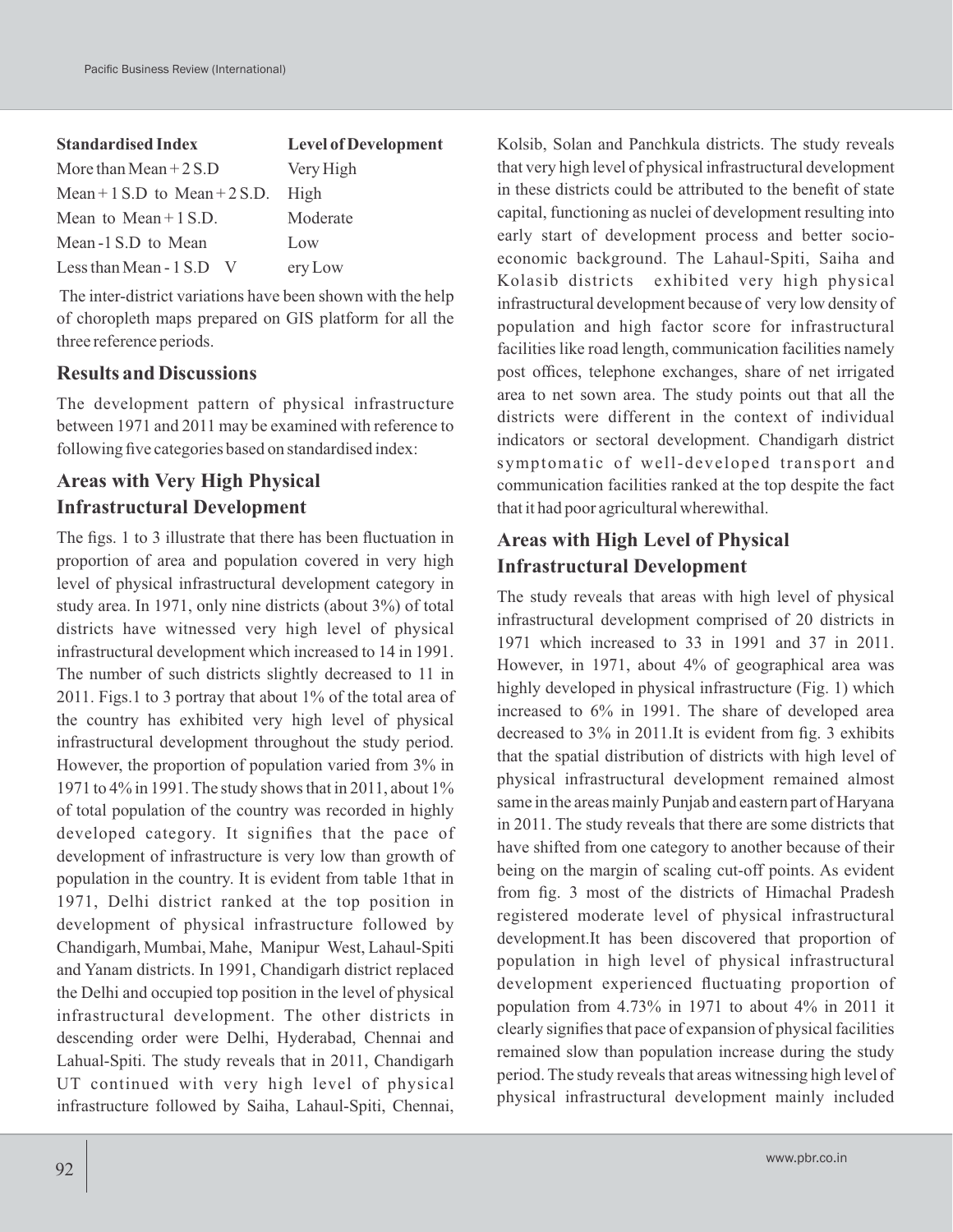| Standardised Index | Level of Development |
|---|---|
| More than Mean + 2 S.D | Very High |
| Mean + 1 S.D to Mean + 2 S.D. | High |
| Mean to Mean + 1 S.D. | Moderate |
| Mean - 1 S.D to Mean | Low |
| Less than Mean - 1 S.D | Very Low |

The inter-district variations have been shown with the help of choropleth maps prepared on GIS platform for all the three reference periods.

## Results and Discussions

The development pattern of physical infrastructure between 1971 and 2011 may be examined with reference to following five categories based on standardised index:

## Areas with Very High Physical Infrastructural Development

The figs. 1 to 3 illustrate that there has been fluctuation in proportion of area and population covered in very high level of physical infrastructural development category in study area. In 1971, only nine districts (about 3%) of total districts have witnessed very high level of physical infrastructural development which increased to 14 in 1991. The number of such districts slightly decreased to 11 in 2011. Figs.1 to 3 portray that about 1% of the total area of the country has exhibited very high level of physical infrastructural development throughout the study period. However, the proportion of population varied from 3% in 1971 to 4% in 1991. The study shows that in 2011, about 1% of total population of the country was recorded in highly developed category. It signifies that the pace of development of infrastructure is very low than growth of population in the country. It is evident from table 1that in 1971, Delhi district ranked at the top position in development of physical infrastructure followed by Chandigarh, Mumbai, Mahe, Manipur West, Lahaul-Spiti and Yanam districts. In 1991, Chandigarh district replaced the Delhi and occupied top position in the level of physical infrastructural development. The other districts in descending order were Delhi, Hyderabad, Chennai and Lahual-Spiti. The study reveals that in 2011, Chandigarh UT continued with very high level of physical infrastructure followed by Saiha, Lahaul-Spiti, Chennai, Kolsib, Solan and Panchkula districts. The study reveals that very high level of physical infrastructural development in these districts could be attributed to the benefit of state capital, functioning as nuclei of development resulting into early start of development process and better socio-economic background. The Lahaul-Spiti, Saiha and Kolasib districts exhibited very high physical infrastructural development because of very low density of population and high factor score for infrastructural facilities like road length, communication facilities namely post offices, telephone exchanges, share of net irrigated area to net sown area. The study points out that all the districts were different in the context of individual indicators or sectoral development. Chandigarh district symptomatic of well-developed transport and communication facilities ranked at the top despite the fact that it had poor agricultural wherewithal.

## Areas with High Level of Physical Infrastructural Development

The study reveals that areas with high level of physical infrastructural development comprised of 20 districts in 1971 which increased to 33 in 1991 and 37 in 2011. However, in 1971, about 4% of geographical area was highly developed in physical infrastructure (Fig. 1) which increased to 6% in 1991. The share of developed area decreased to 3% in 2011.It is evident from fig. 3 exhibits that the spatial distribution of districts with high level of physical infrastructural development remained almost same in the areas mainly Punjab and eastern part of Haryana in 2011. The study reveals that there are some districts that have shifted from one category to another because of their being on the margin of scaling cut-off points. As evident from fig. 3 most of the districts of Himachal Pradesh registered moderate level of physical infrastructural development.It has been discovered that proportion of population in high level of physical infrastructural development experienced fluctuating proportion of population from 4.73% in 1971 to about 4% in 2011 it clearly signifies that pace of expansion of physical facilities remained slow than population increase during the study period. The study reveals that areas witnessing high level of physical infrastructural development mainly included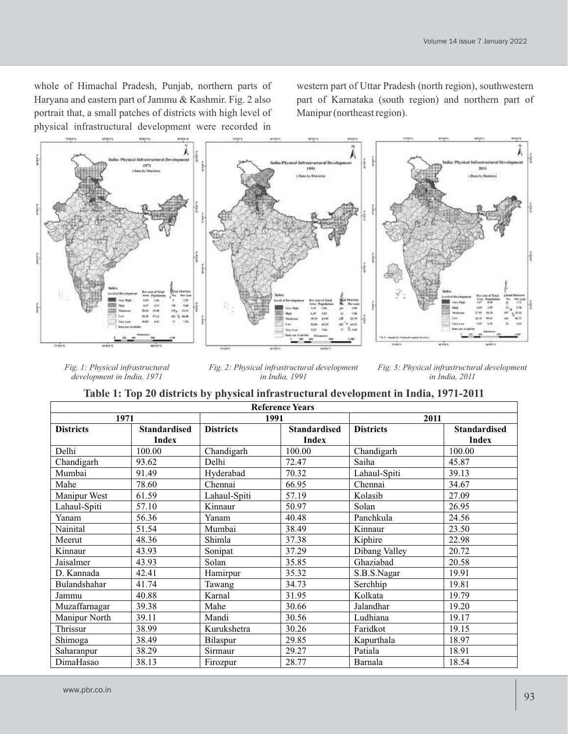whole of Himachal Pradesh, Punjab, northern parts of Haryana and eastern part of Jammu & Kashmir. Fig. 2 also portrait that, a small patches of districts with high level of physical infrastructural development were recorded in western part of Uttar Pradesh (north region), southwestern part of Karnataka (south region) and northern part of Manipur (northeast region).

*Fig. 1: Physical infrastructural development in India, 1971*

*Fig. 2: Physical infrastructural development in India, 1991*

*Fig. 3: Physical infrastructural development in India, 2011*

**Table 1: Top 20 districts by physical infrastructural development in India, 1971-2011**

| Reference Years | | | | | |
|---|---|---|---|---|---|
| 1971 | | 1991 | | 2011 | |
| **Districts** | **Standardised Index** | **Districts** | **Standardised Index** | **Districts** | **Standardised Index** |
| Delhi | 100.00 | Chandigarh | 100.00 | Chandigarh | 100.00 |
| Chandigarh | 93.62 | Delhi | 72.47 | Saiha | 45.87 |
| Mumbai | 91.49 | Hyderabad | 70.32 | Lahaul-Spiti | 39.13 |
| Mahe | 78.60 | Chennai | 66.95 | Chennai | 34.67 |
| Manipur West | 61.59 | Lahaul-Spiti | 57.19 | Kolasib | 27.09 |
| Lahaul-Spiti | 57.10 | Kinnaur | 50.97 | Solan | 26.95 |
| Yanam | 56.36 | Yanam | 40.48 | Panchkula | 24.56 |
| Nainital | 51.54 | Mumbai | 38.49 | Kinnaur | 23.50 |
| Meerut | 48.36 | Shimla | 37.38 | Kiphire | 22.98 |
| Kinnaur | 43.93 | Sonipat | 37.29 | Dibang Valley | 20.72 |
| Jaisalmer | 43.93 | Solan | 35.85 | Ghaziabad | 20.58 |
| D. Kannada | 42.41 | Hamirpur | 35.32 | S.B.S.Nagar | 19.91 |
| Bulandshahar | 41.74 | Tawang | 34.73 | Serchhip | 19.81 |
| Jammu | 40.88 | Karnal | 31.95 | Kolkata | 19.79 |
| Muzaffarnagar | 39.38 | Mahe | 30.66 | Jalandhar | 19.20 |
| Manipur North | 39.11 | Mandi | 30.56 | Ludhiana | 19.17 |
| Thrissur | 38.99 | Kurukshetra | 30.26 | Faridkot | 19.15 |
| Shimoga | 38.49 | Bilaspur | 29.85 | Kapurthala | 18.97 |
| Saharanpur | 38.29 | Sirmaur | 29.27 | Patiala | 18.91 |
| DimaHasao | 38.13 | Firozpur | 28.77 | Barnala | 18.54 |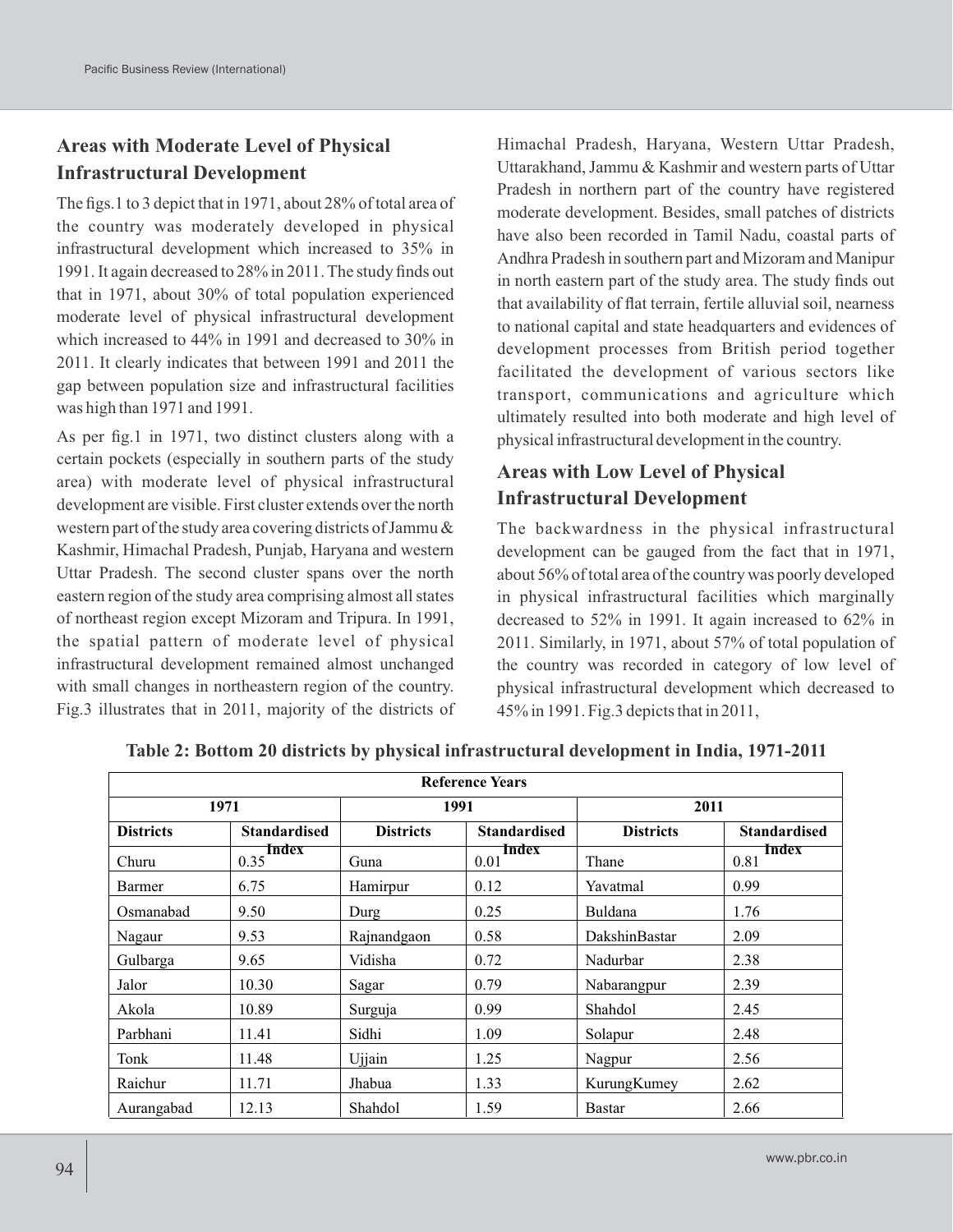## Areas with Moderate Level of Physical Infrastructural Development

The figs.1 to 3 depict that in 1971, about 28% of total area of the country was moderately developed in physical infrastructural development which increased to 35% in 1991. It again decreased to 28% in 2011. The study finds out that in 1971, about 30% of total population experienced moderate level of physical infrastructural development which increased to 44% in 1991 and decreased to 30% in 2011. It clearly indicates that between 1991 and 2011 the gap between population size and infrastructural facilities was high than 1971 and 1991.

As per fig.1 in 1971, two distinct clusters along with a certain pockets (especially in southern parts of the study area) with moderate level of physical infrastructural development are visible. First cluster extends over the north western part of the study area covering districts of Jammu & Kashmir, Himachal Pradesh, Punjab, Haryana and western Uttar Pradesh. The second cluster spans over the north eastern region of the study area comprising almost all states of northeast region except Mizoram and Tripura. In 1991, the spatial pattern of moderate level of physical infrastructural development remained almost unchanged with small changes in northeastern region of the country. Fig.3 illustrates that in 2011, majority of the districts of Himachal Pradesh, Haryana, Western Uttar Pradesh, Uttarakhand, Jammu & Kashmir and western parts of Uttar Pradesh in northern part of the country have registered moderate development. Besides, small patches of districts have also been recorded in Tamil Nadu, coastal parts of Andhra Pradesh in southern part and Mizoram and Manipur in north eastern part of the study area. The study finds out that availability of flat terrain, fertile alluvial soil, nearness to national capital and state headquarters and evidences of development processes from British period together facilitated the development of various sectors like transport, communications and agriculture which ultimately resulted into both moderate and high level of physical infrastructural development in the country.

## Areas with Low Level of Physical Infrastructural Development

The backwardness in the physical infrastructural development can be gauged from the fact that in 1971, about 56% of total area of the country was poorly developed in physical infrastructural facilities which marginally decreased to 52% in 1991. It again increased to 62% in 2011. Similarly, in 1971, about 57% of total population of the country was recorded in category of low level of physical infrastructural development which decreased to 45% in 1991. Fig.3 depicts that in 2011,

**Table 2: Bottom 20 districts by physical infrastructural development in India, 1971-2011**

| Reference Years | | | | | |
|---|---|---|---|---|---|
| 1971 | | 1991 | | 2011 | |
| Districts | Standardised Index | Districts | Standardised Index | Districts | Standardised Index |
| Churu | 0.35 | Guna | 0.01 | Thane | 0.81 |
| Barmer | 6.75 | Hamirpur | 0.12 | Yavatmal | 0.99 |
| Osmanabad | 9.50 | Durg | 0.25 | Buldana | 1.76 |
| Nagaur | 9.53 | Rajnandgaon | 0.58 | DakshinBastar | 2.09 |
| Gulbarga | 9.65 | Vidisha | 0.72 | Nadurbar | 2.38 |
| Jalor | 10.30 | Sagar | 0.79 | Nabarangpur | 2.39 |
| Akola | 10.89 | Surguja | 0.99 | Shahdol | 2.45 |
| Parbhani | 11.41 | Sidhi | 1.09 | Solapur | 2.48 |
| Tonk | 11.48 | Ujjain | 1.25 | Nagpur | 2.56 |
| Raichur | 11.71 | Jhabua | 1.33 | KurungKumey | 2.62 |
| Aurangabad | 12.13 | Shahdol | 1.59 | Bastar | 2.66 |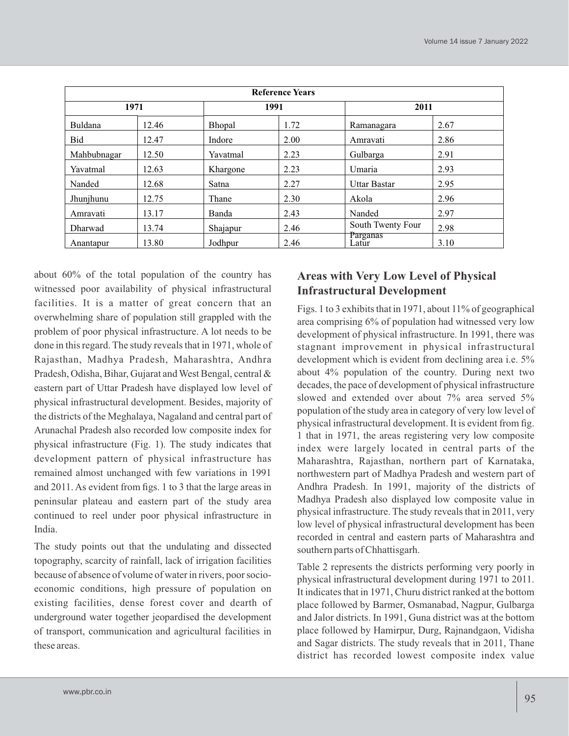| Reference Years | | | | | |
|---|---|---|---|---|---|
| 1971 | | 1991 | | 2011 | |
| Buldana | 12.46 | Bhopal | 1.72 | Ramanagara | 2.67 |
| Bid | 12.47 | Indore | 2.00 | Amravati | 2.86 |
| Mahbubnagar | 12.50 | Yavatmal | 2.23 | Gulbarga | 2.91 |
| Yavatmal | 12.63 | Khargone | 2.23 | Umaria | 2.93 |
| Nanded | 12.68 | Satna | 2.27 | Uttar Bastar | 2.95 |
| Jhunjhunu | 12.75 | Thane | 2.30 | Akola | 2.96 |
| Amravati | 13.17 | Banda | 2.43 | Nanded | 2.97 |
| Dharwad | 13.74 | Shajapur | 2.46 | South Twenty Four Parganas | 2.98 |
| Anantapur | 13.80 | Jodhpur | 2.46 | Latur | 3.10 |

about 60% of the total population of the country has witnessed poor availability of physical infrastructural facilities. It is a matter of great concern that an overwhelming share of population still grappled with the problem of poor physical infrastructure. A lot needs to be done in this regard. The study reveals that in 1971, whole of Rajasthan, Madhya Pradesh, Maharashtra, Andhra Pradesh, Odisha, Bihar, Gujarat and West Bengal, central & eastern part of Uttar Pradesh have displayed low level of physical infrastructural development. Besides, majority of the districts of the Meghalaya, Nagaland and central part of Arunachal Pradesh also recorded low composite index for physical infrastructure (Fig. 1). The study indicates that development pattern of physical infrastructure has remained almost unchanged with few variations in 1991 and 2011. As evident from figs. 1 to 3 that the large areas in peninsular plateau and eastern part of the study area continued to reel under poor physical infrastructure in India.

The study points out that the undulating and dissected topography, scarcity of rainfall, lack of irrigation facilities because of absence of volume of water in rivers, poor socio-economic conditions, high pressure of population on existing facilities, dense forest cover and dearth of underground water together jeopardised the development of transport, communication and agricultural facilities in these areas.

## Areas with Very Low Level of Physical Infrastructural Development

Figs. 1 to 3 exhibits that in 1971, about 11% of geographical area comprising 6% of population had witnessed very low development of physical infrastructure. In 1991, there was stagnant improvement in physical infrastructural development which is evident from declining area i.e. 5% about 4% population of the country. During next two decades, the pace of development of physical infrastructure slowed and extended over about 7% area served 5% population of the study area in category of very low level of physical infrastructural development. It is evident from fig. 1 that in 1971, the areas registering very low composite index were largely located in central parts of the Maharashtra, Rajasthan, northern part of Karnataka, northwestern part of Madhya Pradesh and western part of Andhra Pradesh. In 1991, majority of the districts of Madhya Pradesh also displayed low composite value in physical infrastructure. The study reveals that in 2011, very low level of physical infrastructural development has been recorded in central and eastern parts of Maharashtra and southern parts of Chhattisgarh.

Table 2 represents the districts performing very poorly in physical infrastructural development during 1971 to 2011. It indicates that in 1971, Churu district ranked at the bottom place followed by Barmer, Osmanabad, Nagpur, Gulbarga and Jalor districts. In 1991, Guna district was at the bottom place followed by Hamirpur, Durg, Rajnandgaon, Vidisha and Sagar districts. The study reveals that in 2011, Thane district has recorded lowest composite index value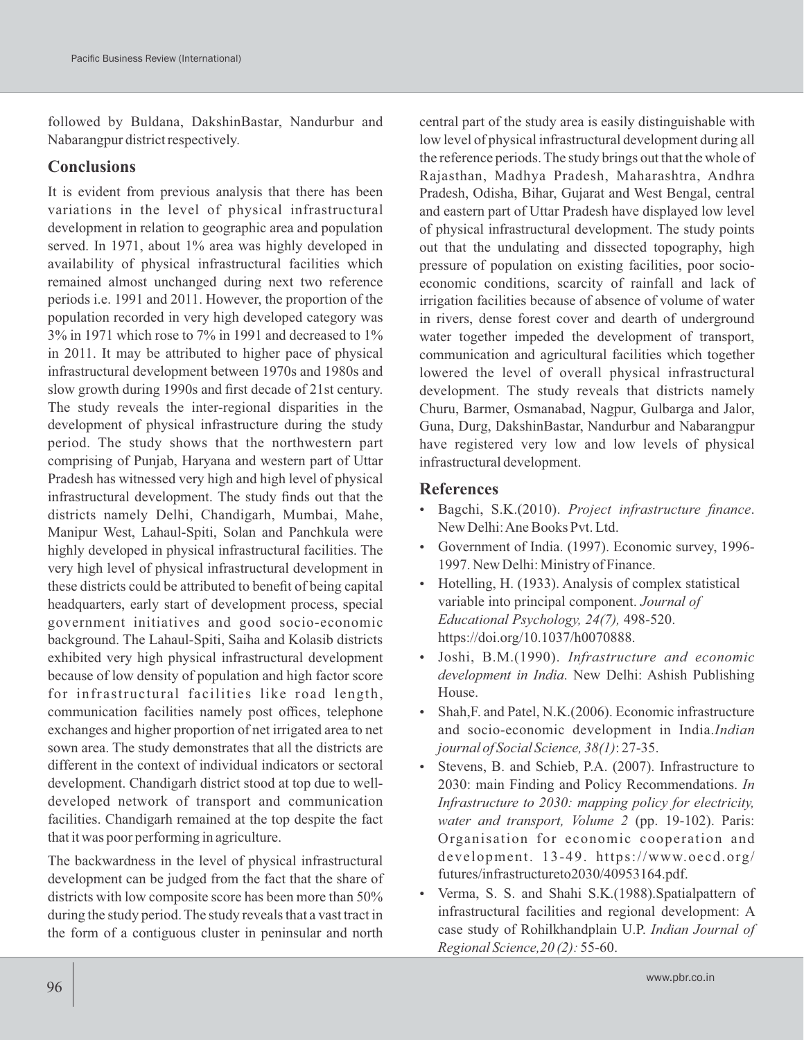followed by Buldana, DakshinBastar, Nandurbur and Nabarangpur district respectively.

## Conclusions

It is evident from previous analysis that there has been variations in the level of physical infrastructural development in relation to geographic area and population served. In 1971, about 1% area was highly developed in availability of physical infrastructural facilities which remained almost unchanged during next two reference periods i.e. 1991 and 2011. However, the proportion of the population recorded in very high developed category was 3% in 1971 which rose to 7% in 1991 and decreased to 1% in 2011. It may be attributed to higher pace of physical infrastructural development between 1970s and 1980s and slow growth during 1990s and first decade of 21st century. The study reveals the inter-regional disparities in the development of physical infrastructure during the study period. The study shows that the northwestern part comprising of Punjab, Haryana and western part of Uttar Pradesh has witnessed very high and high level of physical infrastructural development. The study finds out that the districts namely Delhi, Chandigarh, Mumbai, Mahe, Manipur West, Lahaul-Spiti, Solan and Panchkula were highly developed in physical infrastructural facilities. The very high level of physical infrastructural development in these districts could be attributed to benefit of being capital headquarters, early start of development process, special government initiatives and good socio-economic background. The Lahaul-Spiti, Saiha and Kolasib districts exhibited very high physical infrastructural development because of low density of population and high factor score for infrastructural facilities like road length, communication facilities namely post offices, telephone exchanges and higher proportion of net irrigated area to net sown area. The study demonstrates that all the districts are different in the context of individual indicators or sectoral development. Chandigarh district stood at top due to well-developed network of transport and communication facilities. Chandigarh remained at the top despite the fact that it was poor performing in agriculture.

The backwardness in the level of physical infrastructural development can be judged from the fact that the share of districts with low composite score has been more than 50% during the study period. The study reveals that a vast tract in the form of a contiguous cluster in peninsular and north central part of the study area is easily distinguishable with low level of physical infrastructural development during all the reference periods. The study brings out that the whole of Rajasthan, Madhya Pradesh, Maharashtra, Andhra Pradesh, Odisha, Bihar, Gujarat and West Bengal, central and eastern part of Uttar Pradesh have displayed low level of physical infrastructural development. The study points out that the undulating and dissected topography, high pressure of population on existing facilities, poor socio-economic conditions, scarcity of rainfall and lack of irrigation facilities because of absence of volume of water in rivers, dense forest cover and dearth of underground water together impeded the development of transport, communication and agricultural facilities which together lowered the level of overall physical infrastructural development. The study reveals that districts namely Churu, Barmer, Osmanabad, Nagpur, Gulbarga and Jalor, Guna, Durg, DakshinBastar, Nandurbur and Nabarangpur have registered very low and low levels of physical infrastructural development.

## References

- Bagchi, S.K.(2010). *Project infrastructure finance*. New Delhi: Ane Books Pvt. Ltd.
- Government of India. (1997). Economic survey, 1996-1997. New Delhi: Ministry of Finance.
- Hotelling, H. (1933). Analysis of complex statistical variable into principal component. *Journal of Educational Psychology, 24(7),* 498-520. https://doi.org/10.1037/h0070888.
- Joshi, B.M.(1990). *Infrastructure and economic development in India*. New Delhi: Ashish Publishing House.
- Shah,F. and Patel, N.K.(2006). Economic infrastructure and socio-economic development in India.*Indian journal of Social Science, 38(1)*: 27-35.
- Stevens, B. and Schieb, P.A. (2007). Infrastructure to 2030: main Finding and Policy Recommendations. *In Infrastructure to 2030: mapping policy for electricity, water and transport, Volume 2* (pp. 19-102). Paris: Organisation for economic cooperation and development. 13-49. https://www.oecd.org/futures/infrastructureto2030/40953164.pdf.
- Verma, S. S. and Shahi S.K.(1988).Spatialpattern of infrastructural facilities and regional development: A case study of Rohilkhandplain U.P. *Indian Journal of Regional Science,20 (2):* 55-60.